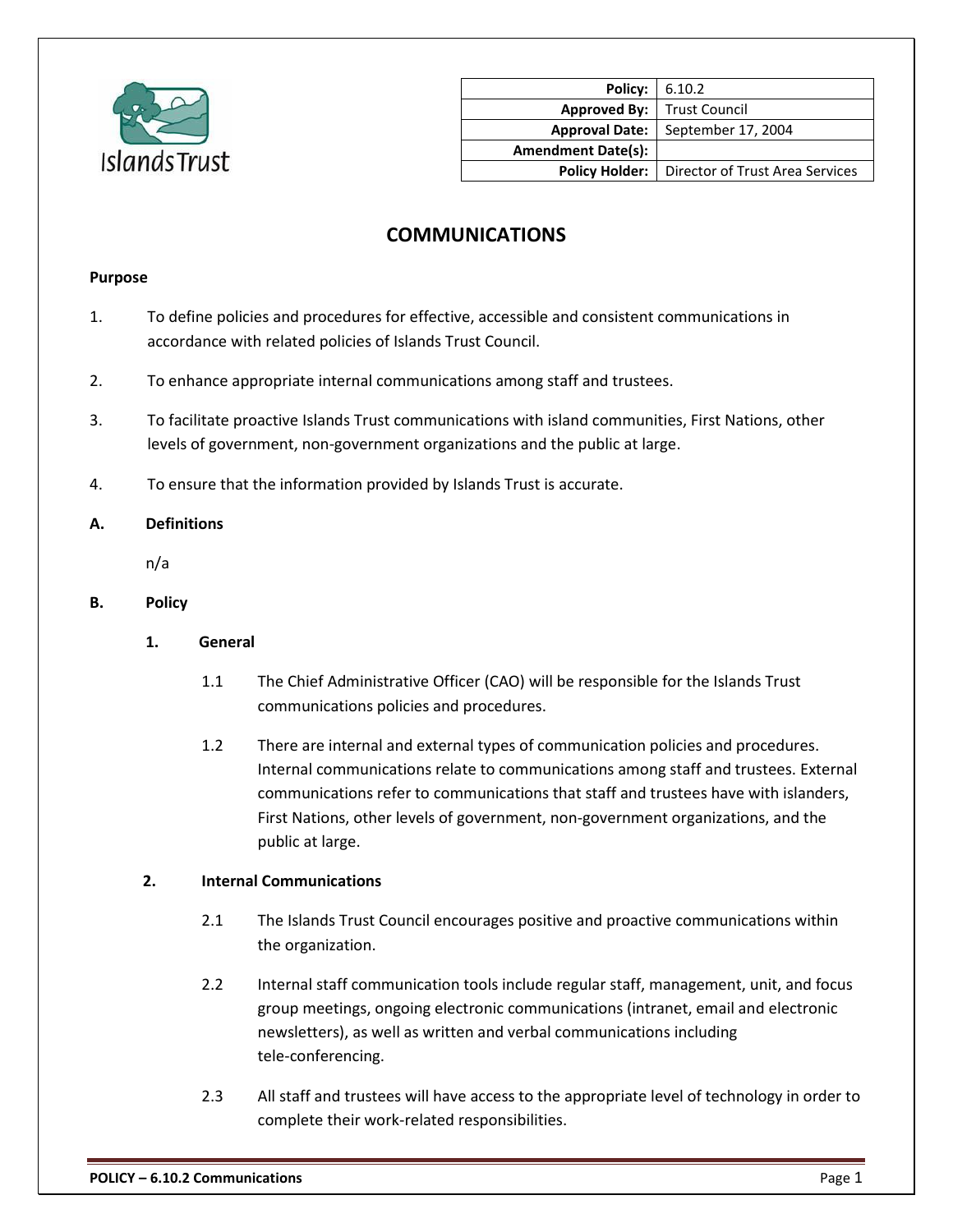| Policy: | 6.10.2 |
| ---: | --- |
| Approved By: | Trust Council |
| Approval Date: | September 17, 2004 |
| Amendment Date(s): | |
| Policy Holder: | Director of Trust Area Services |

# COMMUNICATIONS

**Purpose**

1. To define policies and procedures for effective, accessible and consistent communications in accordance with related policies of Islands Trust Council.

2. To enhance appropriate internal communications among staff and trustees.

3. To facilitate proactive Islands Trust communications with island communities, First Nations, other levels of government, non-government organizations and the public at large.

4. To ensure that the information provided by Islands Trust is accurate.

## A. Definitions

n/a

## B. Policy

### 1. General

1.1 The Chief Administrative Officer (CAO) will be responsible for the Islands Trust communications policies and procedures.

1.2 There are internal and external types of communication policies and procedures. Internal communications relate to communications among staff and trustees. External communications refer to communications that staff and trustees have with islanders, First Nations, other levels of government, non-government organizations, and the public at large.

### 2. Internal Communications

2.1 The Islands Trust Council encourages positive and proactive communications within the organization.

2.2 Internal staff communication tools include regular staff, management, unit, and focus group meetings, ongoing electronic communications (intranet, email and electronic newsletters), as well as written and verbal communications including tele-conferencing.

2.3 All staff and trustees will have access to the appropriate level of technology in order to complete their work-related responsibilities.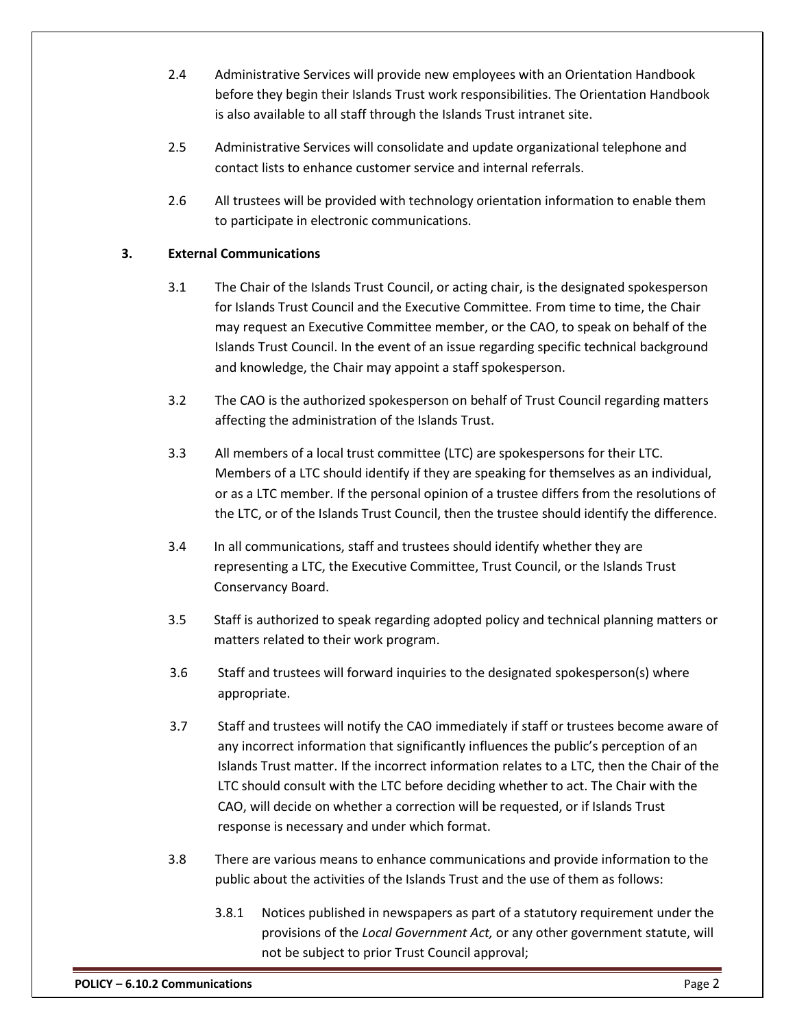2.4 Administrative Services will provide new employees with an Orientation Handbook before they begin their Islands Trust work responsibilities. The Orientation Handbook is also available to all staff through the Islands Trust intranet site.

2.5 Administrative Services will consolidate and update organizational telephone and contact lists to enhance customer service and internal referrals.

2.6 All trustees will be provided with technology orientation information to enable them to participate in electronic communications.

**3. External Communications**

3.1 The Chair of the Islands Trust Council, or acting chair, is the designated spokesperson for Islands Trust Council and the Executive Committee. From time to time, the Chair may request an Executive Committee member, or the CAO, to speak on behalf of the Islands Trust Council. In the event of an issue regarding specific technical background and knowledge, the Chair may appoint a staff spokesperson.

3.2 The CAO is the authorized spokesperson on behalf of Trust Council regarding matters affecting the administration of the Islands Trust.

3.3 All members of a local trust committee (LTC) are spokespersons for their LTC. Members of a LTC should identify if they are speaking for themselves as an individual, or as a LTC member. If the personal opinion of a trustee differs from the resolutions of the LTC, or of the Islands Trust Council, then the trustee should identify the difference.

3.4 In all communications, staff and trustees should identify whether they are representing a LTC, the Executive Committee, Trust Council, or the Islands Trust Conservancy Board.

3.5 Staff is authorized to speak regarding adopted policy and technical planning matters or matters related to their work program.

3.6 Staff and trustees will forward inquiries to the designated spokesperson(s) where appropriate.

3.7 Staff and trustees will notify the CAO immediately if staff or trustees become aware of any incorrect information that significantly influences the public's perception of an Islands Trust matter. If the incorrect information relates to a LTC, then the Chair of the LTC should consult with the LTC before deciding whether to act. The Chair with the CAO, will decide on whether a correction will be requested, or if Islands Trust response is necessary and under which format.

3.8 There are various means to enhance communications and provide information to the public about the activities of the Islands Trust and the use of them as follows:

3.8.1 Notices published in newspapers as part of a statutory requirement under the provisions of the *Local Government Act,* or any other government statute, will not be subject to prior Trust Council approval;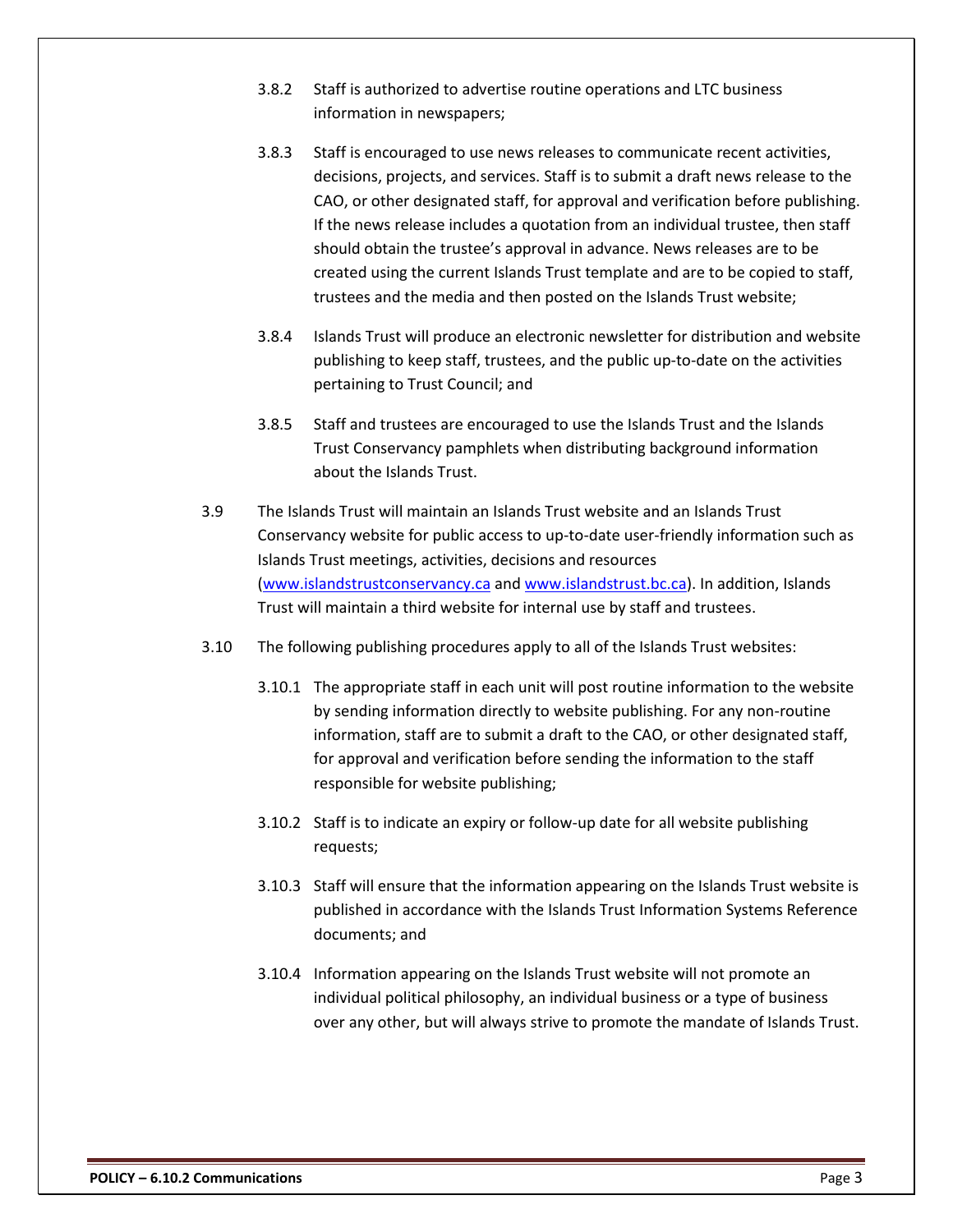3.8.2 Staff is authorized to advertise routine operations and LTC business information in newspapers;

3.8.3 Staff is encouraged to use news releases to communicate recent activities, decisions, projects, and services. Staff is to submit a draft news release to the CAO, or other designated staff, for approval and verification before publishing. If the news release includes a quotation from an individual trustee, then staff should obtain the trustee's approval in advance. News releases are to be created using the current Islands Trust template and are to be copied to staff, trustees and the media and then posted on the Islands Trust website;

3.8.4 Islands Trust will produce an electronic newsletter for distribution and website publishing to keep staff, trustees, and the public up-to-date on the activities pertaining to Trust Council; and

3.8.5 Staff and trustees are encouraged to use the Islands Trust and the Islands Trust Conservancy pamphlets when distributing background information about the Islands Trust.

3.9 The Islands Trust will maintain an Islands Trust website and an Islands Trust Conservancy website for public access to up-to-date user-friendly information such as Islands Trust meetings, activities, decisions and resources ([www.islandstrustconservancy.ca](http://www.islandstrustconservancy.ca) and [www.islandstrust.bc.ca](http://www.islandstrust.bc.ca)). In addition, Islands Trust will maintain a third website for internal use by staff and trustees.

3.10 The following publishing procedures apply to all of the Islands Trust websites:

3.10.1 The appropriate staff in each unit will post routine information to the website by sending information directly to website publishing. For any non-routine information, staff are to submit a draft to the CAO, or other designated staff, for approval and verification before sending the information to the staff responsible for website publishing;

3.10.2 Staff is to indicate an expiry or follow-up date for all website publishing requests;

3.10.3 Staff will ensure that the information appearing on the Islands Trust website is published in accordance with the Islands Trust Information Systems Reference documents; and

3.10.4 Information appearing on the Islands Trust website will not promote an individual political philosophy, an individual business or a type of business over any other, but will always strive to promote the mandate of Islands Trust.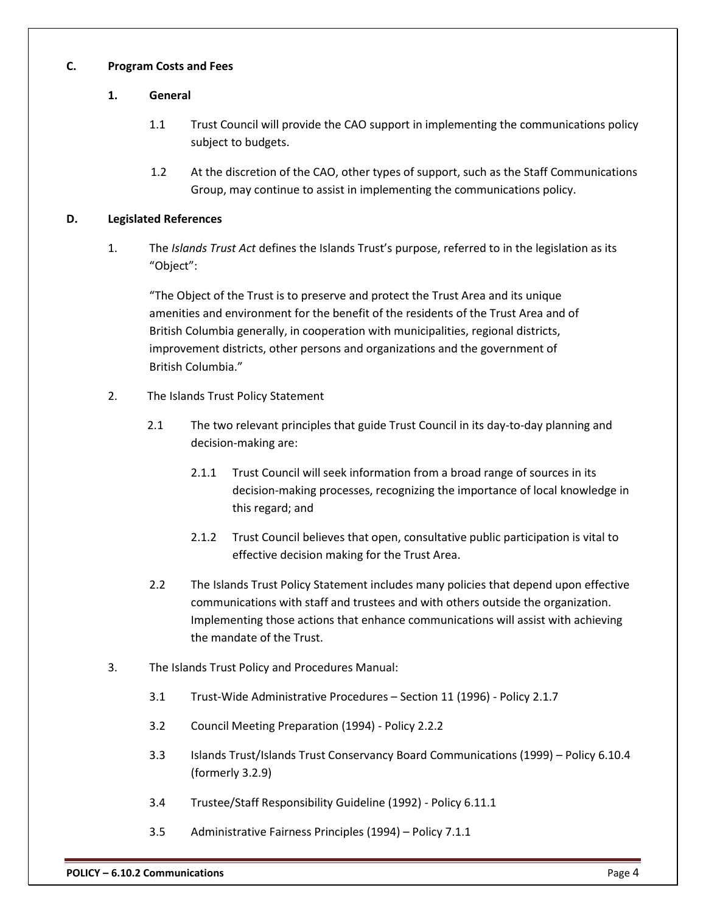**C. Program Costs and Fees**

**1. General**

1.1 Trust Council will provide the CAO support in implementing the communications policy subject to budgets.

1.2 At the discretion of the CAO, other types of support, such as the Staff Communications Group, may continue to assist in implementing the communications policy.

**D. Legislated References**

1. The *Islands Trust Act* defines the Islands Trust's purpose, referred to in the legislation as its "Object":

   "The Object of the Trust is to preserve and protect the Trust Area and its unique amenities and environment for the benefit of the residents of the Trust Area and of British Columbia generally, in cooperation with municipalities, regional districts, improvement districts, other persons and organizations and the government of British Columbia."

2. The Islands Trust Policy Statement

   2.1 The two relevant principles that guide Trust Council in its day-to-day planning and decision-making are:

   2.1.1 Trust Council will seek information from a broad range of sources in its decision-making processes, recognizing the importance of local knowledge in this regard; and

   2.1.2 Trust Council believes that open, consultative public participation is vital to effective decision making for the Trust Area.

   2.2 The Islands Trust Policy Statement includes many policies that depend upon effective communications with staff and trustees and with others outside the organization. Implementing those actions that enhance communications will assist with achieving the mandate of the Trust.

3. The Islands Trust Policy and Procedures Manual:

   3.1 Trust-Wide Administrative Procedures – Section 11 (1996) - Policy 2.1.7

   3.2 Council Meeting Preparation (1994) - Policy 2.2.2

   3.3 Islands Trust/Islands Trust Conservancy Board Communications (1999) – Policy 6.10.4 (formerly 3.2.9)

   3.4 Trustee/Staff Responsibility Guideline (1992) - Policy 6.11.1

   3.5 Administrative Fairness Principles (1994) – Policy 7.1.1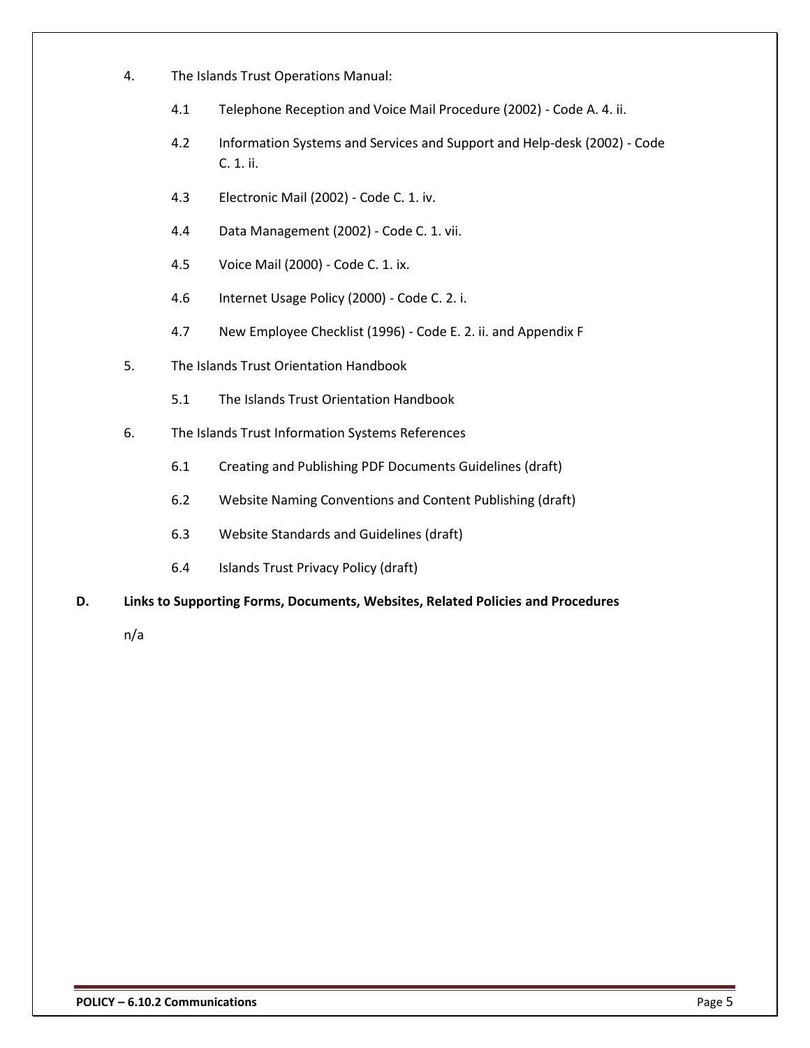4. The Islands Trust Operations Manual:

   4.1 Telephone Reception and Voice Mail Procedure (2002) - Code A. 4. ii.

   4.2 Information Systems and Services and Support and Help-desk (2002) - Code C. 1. ii.

   4.3 Electronic Mail (2002) - Code C. 1. iv.

   4.4 Data Management (2002) - Code C. 1. vii.

   4.5 Voice Mail (2000) - Code C. 1. ix.

   4.6 Internet Usage Policy (2000) - Code C. 2. i.

   4.7 New Employee Checklist (1996) - Code E. 2. ii. and Appendix F

5. The Islands Trust Orientation Handbook

   5.1 The Islands Trust Orientation Handbook

6. The Islands Trust Information Systems References

   6.1 Creating and Publishing PDF Documents Guidelines (draft)

   6.2 Website Naming Conventions and Content Publishing (draft)

   6.3 Website Standards and Guidelines (draft)

   6.4 Islands Trust Privacy Policy (draft)

**D. Links to Supporting Forms, Documents, Websites, Related Policies and Procedures**

n/a